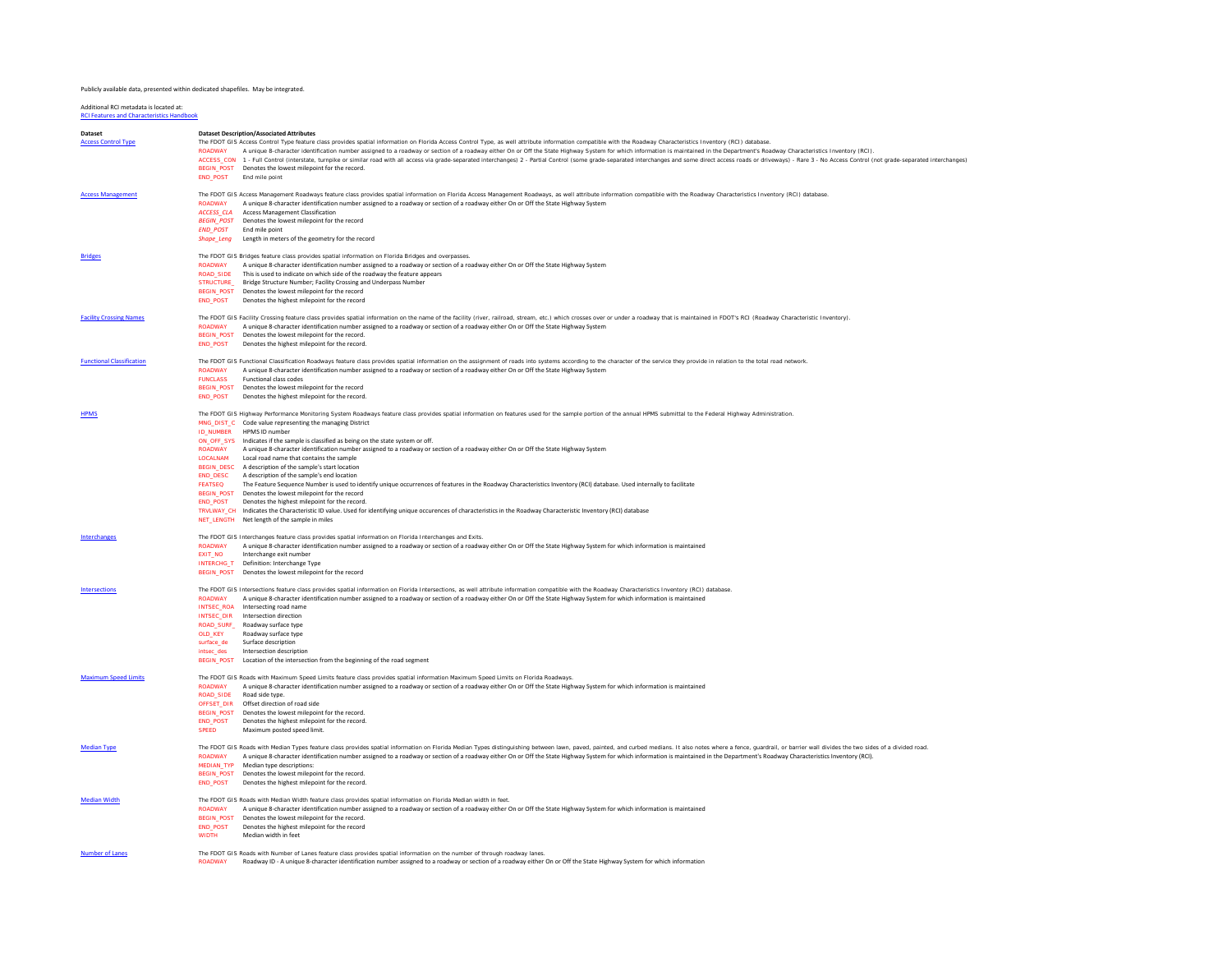Publicly available data, presented within dedicated shapefiles. May be integrated.

Additional RCI metadata is located at:
RCI Features and Characteristics Handbook

| Dataset | | Dataset Description/Associated Attributes |
|---|---|---|
| Access Control Type | | The FDOT GIS Access Control Type feature class provides spatial information on Florida Access Control Type, as well attribute information compatible with the Roadway Characteristics Inventory (RCI) database. |
| | ROADWAY | A unique 8-character identification number assigned to a roadway or section of a roadway either On or Off the State Highway System for which information is maintained in the Department's Roadway Characteristics Inventory (RCI). |
| | ACCESS_CON | 1 - Full Control (interstate, turnpike or similar road with all access via grade-separated interchanges) 2 - Partial Control (some grade-separated interchanges and some direct access roads or driveways) - Rare 3 - No Access Control (not grade-separated interchanges) |
| | BEGIN_POST | Denotes the lowest milepoint for the record. |
| | END_POST | End mile point |
| Access Management | | The FDOT GIS Access Management Roadways feature class provides spatial information on Florida Access Management Roadways, as well attribute information compatible with the Roadway Characteristics Inventory (RCI) database. |
| | ROADWAY | A unique 8-character identification number assigned to a roadway or section of a roadway either On or Off the State Highway System |
| | *ACCESS_CLA* | Access Management Classification |
| | *BEGIN_POST* | Denotes the lowest milepoint for the record |
| | *END_POST* | End mile point |
| | *Shape_Leng* | Length in meters of the geometry for the record |
| Bridges | | The FDOT GIS Bridges feature class provides spatial information on Florida Bridges and overpasses. |
| | ROADWAY | A unique 8-character identification number assigned to a roadway or section of a roadway either On or Off the State Highway System |
| | ROAD_SIDE | This is used to indicate on which side of the roadway the feature appears |
| | STRUCTURE_ | Bridge Structure Number; Facility Crossing and Underpass Number |
| | BEGIN_POST | Denotes the lowest milepoint for the record |
| | END_POST | Denotes the highest milepoint for the record |
| Facility Crossing Names | | The FDOT GIS Facility Crossing feature class provides spatial information on the name of the facility (river, railroad, stream, etc.) which crosses over or under a roadway that is maintained in FDOT's RCI (Roadway Characteristic Inventory). |
| | ROADWAY | A unique 8-character identification number assigned to a roadway or section of a roadway either On or Off the State Highway System |
| | BEGIN_POST | Denotes the lowest milepoint for the record. |
| | END_POST | Denotes the highest milepoint for the record. |
| Functional Classification | | The FDOT GIS Functional Classification Roadways feature class provides spatial information on the assignment of roads into systems according to the character of the service they provide in relation to the total road network. |
| | ROADWAY | A unique 8-character identification number assigned to a roadway or section of a roadway either On or Off the State Highway System |
| | FUNCLASS | Functional class codes |
| | BEGIN_POST | Denotes the lowest milepoint for the record |
| | END_POST | Denotes the highest milepoint for the record. |
| HPMS | | The FDOT GIS Highway Performance Monitoring System Roadways feature class provides spatial information on features used for the sample portion of the annual HPMS submittal to the Federal Highway Administration. |
| | MNG_DIST_C | Code value representing the managing District |
| | ID_NUMBER | HPMS ID number |
| | ON_OFF_SYS | Indicates if the sample is classified as being on the state system or off. |
| | ROADWAY | A unique 8-character identification number assigned to a roadway or section of a roadway either On or Off the State Highway System |
| | LOCALNAM | Local road name that contains the sample |
| | BEGIN_DESC | A description of the sample's start location |
| | END_DESC | A description of the sample's end location |
| | FEATSEQ | The Feature Sequence Number is used to identify unique occurrences of features in the Roadway Characteristics Inventory (RCI) database. Used internally to facilitate |
| | BEGIN_POST | Denotes the lowest milepoint for the record |
| | END_POST | Denotes the highest milepoint for the record. |
| | TRVLWAY_CH | Indicates the Characteristic ID value. Used for identifying unique occurences of characteristics in the Roadway Characteristic Inventory (RCI) database |
| | NET_LENGTH | Net length of the sample in miles |
| Interchanges | | The FDOT GIS Interchanges feature class provides spatial information on Florida Interchanges and Exits. |
| | ROADWAY | A unique 8-character identification number assigned to a roadway or section of a roadway either On or Off the State Highway System for which information is maintained |
| | EXIT_NO | Interchange exit number |
| | INTERCHG_T | Definition: Interchange Type |
| | BEGIN_POST | Denotes the lowest milepoint for the record |
| Intersections | | The FDOT GIS Intersections feature class provides spatial information on Florida Intersections, as well attribute information compatible with the Roadway Characteristics Inventory (RCI) database. |
| | ROADWAY | A unique 8-character identification number assigned to a roadway or section of a roadway either On or Off the State Highway System for which information is maintained |
| | INTSEC_ROA | Intersecting road name |
| | INTSEC_DIR | Intersection direction |
| | ROAD_SURF_ | Roadway surface type |
| | OLD_KEY | Roadway surface type |
| | surface_de | Surface description |
| | intsec_des | Intersection description |
| | BEGIN_POST | Location of the intersection from the beginning of the road segment |
| Maximum Speed Limits | | The FDOT GIS Roads with Maximum Speed Limits feature class provides spatial information Maximum Speed Limits on Florida Roadways. |
| | ROADWAY | A unique 8-character identification number assigned to a roadway or section of a roadway either On or Off the State Highway System for which information is maintained |
| | ROAD_SIDE | Road side type. |
| | OFFSET_DIR | Offset direction of road side |
| | BEGIN_POST | Denotes the lowest milepoint for the record. |
| | END_POST | Denotes the highest milepoint for the record. |
| | SPEED | Maximum posted speed limit. |
| Median Type | | The FDOT GIS Roads with Median Types feature class provides spatial information on Florida Median Types distinguishing between lawn, paved, painted, and curbed medians. It also notes where a fence, guardrail, or barrier wall divides the two sides of a divided road. |
| | ROADWAY | A unique 8-character identification number assigned to a roadway or section of a roadway either On or Off the State Highway System for which information is maintained in the Department's Roadway Characteristics Inventory (RCI). |
| | MEDIAN_TYP | Median type descriptions: |
| | BEGIN_POST | Denotes the lowest milepoint for the record. |
| | END_POST | Denotes the highest milepoint for the record. |
| Median Width | | The FDOT GIS Roads with Median Width feature class provides spatial information on Florida Median width in feet. |
| | ROADWAY | A unique 8-character identification number assigned to a roadway or section of a roadway either On or Off the State Highway System for which information is maintained |
| | BEGIN_POST | Denotes the lowest milepoint for the record. |
| | END_POST | Denotes the highest milepoint for the record |
| | WIDTH | Median width in feet |
| Number of Lanes | | The FDOT GIS Roads with Number of Lanes feature class provides spatial information on the number of through roadway lanes. |
| | ROADWAY | Roadway ID - A unique 8-character identification number assigned to a roadway or section of a roadway either On or Off the State Highway System for which information |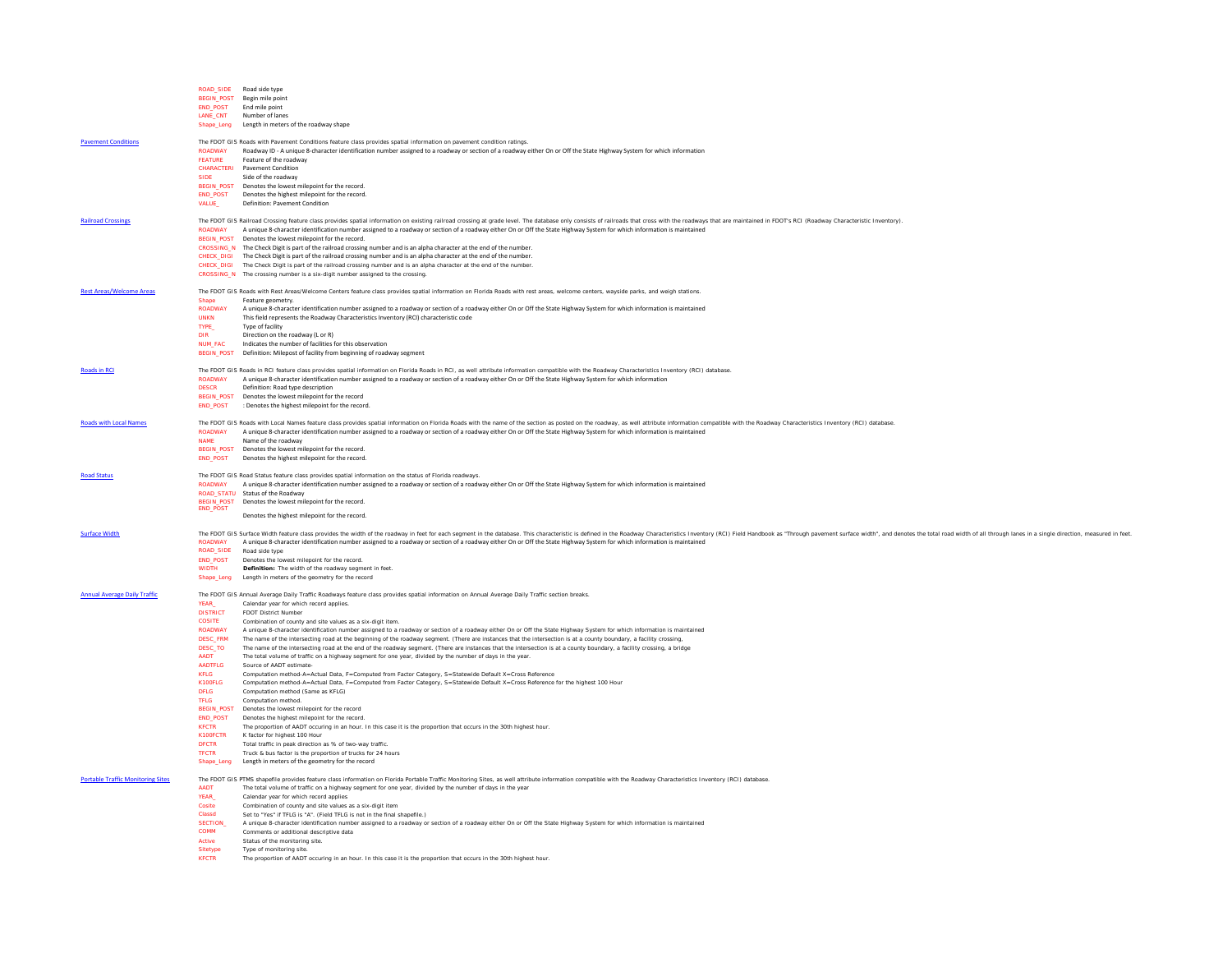| | | |
|---|---|---|
| | ROAD_SIDE | Road side type |
| | BEGIN_POST | Begin mile point |
| | END_POST | End mile point |
| | LANE_CNT | Number of lanes |
| | Shape_Leng | Length in meters of the roadway shape |
| Pavement Conditions | | The FDOT GIS Roads with Pavement Conditions feature class provides spatial information on pavement condition ratings. |
| | ROADWAY | Roadway ID - A unique 8-character identification number assigned to a roadway or section of a roadway either On or Off the State Highway System for which information |
| | FEATURE | Feature of the roadway |
| | CHARACTERI | Pavement Condition |
| | SIDE | Side of the roadway |
| | BEGIN_POST | Denotes the lowest milepoint for the record. |
| | END_POST | Denotes the highest milepoint for the record. |
| | VALUE_ | Definition: Pavement Condition |
| Railroad Crossings | | The FDOT GIS Railroad Crossing feature class provides spatial information on existing railroad crossing at grade level. The database only consists of railroads that cross with the roadways that are maintained in FDOT's RCI (Roadway Characteristic Inventory). |
| | ROADWAY | A unique 8-character identification number assigned to a roadway or section of a roadway either On or Off the State Highway System for which information is maintained |
| | BEGIN_POST | Denotes the lowest milepoint for the record. |
| | CROSSING_N | The Check Digit is part of the railroad crossing number and is an alpha character at the end of the number. |
| | CHECK_DIGI | The Check Digit is part of the railroad crossing number and is an alpha character at the end of the number. |
| | CHECK_DIGI | The Check Digit is part of the railroad crossing number and is an alpha character at the end of the number. |
| | CROSSING_N | The crossing number is a six-digit number assigned to the crossing. |
| Rest Areas/Welcome Areas | | The FDOT GIS Roads with Rest Areas/Welcome Centers feature class provides spatial information on Florida Roads with rest areas, welcome centers, wayside parks, and weigh stations. |
| | Shape | Feature geometry. |
| | ROADWAY | A unique 8-character identification number assigned to a roadway or section of a roadway either On or Off the State Highway System for which information is maintained |
| | UNKN | This field represents the Roadway Characteristics Inventory (RCI) characteristic code |
| | TYPE_ | Type of facility |
| | DIR | Direction on the roadway (L or R) |
| | NUM_FAC | Indicates the number of facilities for this observation |
| | BEGIN_POST | Definition: Milepost of facility from beginning of roadway segment |
| Roads in RCI | | The FDOT GIS Roads in RCI feature class provides spatial information on Florida Roads in RCI, as well attribute information compatible with the Roadway Characteristics Inventory (RCI) database. |
| | ROADWAY | A unique 8-character identification number assigned to a roadway or section of a roadway either On or Off the State Highway System for which information |
| | DESCR | Definition: Road type description |
| | BEGIN_POST | Denotes the lowest milepoint for the record |
| | END_POST | : Denotes the highest milepoint for the record. |
| Roads with Local Names | | The FDOT GIS Roads with Local Names feature class provides spatial information on Florida Roads with the name of the section as posted on the roadway, as well attribute information compatible with the Roadway Characteristics Inventory (RCI) database. |
| | ROADWAY | A unique 8-character identification number assigned to a roadway or section of a roadway either On or Off the State Highway System for which information is maintained |
| | NAME | Name of the roadway |
| | BEGIN_POST | Denotes the lowest milepoint for the record. |
| | END_POST | Denotes the highest milepoint for the record. |
| Road Status | | The FDOT GIS Road Status feature class provides spatial information on the status of Florida roadways. |
| | ROADWAY | A unique 8-character identification number assigned to a roadway or section of a roadway either On or Off the State Highway System for which information is maintained |
| | ROAD_STATU | Status of the Roadway |
| | BEGIN_POST | Denotes the lowest milepoint for the record. |
| | END_POST | Denotes the highest milepoint for the record. |
| Surface Width | | The FDOT GIS Surface Width feature class provides the width of the roadway in feet for each segment in the database. This characteristic is defined in the Roadway Characteristics Inventory (RCI) Field Handbook as "Through pavement surface width", and denotes the total road width of all through lanes in a single direction, measured in feet. |
| | ROADWAY | A unique 8-character identification number assigned to a roadway or section of a roadway either On or Off the State Highway System for which information is maintained |
| | ROAD_SIDE | Road side type |
| | END_POST | Denotes the lowest milepoint for the record. |
| | WIDTH | **Definition:** The width of the roadway segment in feet. |
| | Shape_Leng | Length in meters of the geometry for the record |
| Annual Average Daily Traffic | | The FDOT GIS Annual Average Daily Traffic Roadways feature class provides spatial information on Annual Average Daily Traffic section breaks. |
| | YEAR_ | Calendar year for which record applies. |
| | DISTRICT | FDOT District Number |
| | COSITE | Combination of county and site values as a six-digit item. |
| | ROADWAY | A unique 8-character identification number assigned to a roadway or section of a roadway either On or Off the State Highway System for which information is maintained |
| | DESC_FRM | The name of the intersecting road at the beginning of the roadway segment. (There are instances that the intersection is at a county boundary, a facility crossing, |
| | DESC_TO | The name of the intersecting road at the end of the roadway segment. (There are instances that the intersection is at a county boundary, a facility crossing, a bridge |
| | AADT | The total volume of traffic on a highway segment for one year, divided by the number of days in the year. |
| | AADTFLG | Source of AADT estimate- |
| | KFLG | Computation method-A=Actual Data, F=Computed from Factor Category, S=Statewide Default X=Cross Reference |
| | K100FLG | Computation method-A=Actual Data, F=Computed from Factor Category, S=Statewide Default X=Cross Reference for the highest 100 Hour |
| | DFLG | Computation method (Same as KFLG) |
| | TFLG | Computation method. |
| | BEGIN_POST | Denotes the lowest milepoint for the record |
| | END_POST | Denotes the highest milepoint for the record. |
| | KFCTR | The proportion of AADT occuring in an hour. In this case it is the proportion that occurs in the 30th highest hour. |
| | K100FCTR | K factor for highest 100 Hour |
| | DFCTR | Total traffic in peak direction as % of two-way traffic. |
| | TFCTR | Truck & bus factor is the proportion of trucks for 24 hours |
| | Shape_Leng | Length in meters of the geometry for the record |
| Portable Traffic Monitoring Sites | | The FDOT GIS PTMS shapefile provides feature class information on Florida Portable Traffic Monitoring Sites, as well attribute information compatible with the Roadway Characteristics Inventory (RCI) database. |
| | AADT | The total volume of traffic on a highway segment for one year, divided by the number of days in the year |
| | YEAR_ | Calendar year for which record applies |
| | Cosite | Combination of county and site values as a six-digit item |
| | Classd | Set to "Yes" if TFLG is "A". (Field TFLG is not in the final shapefile.) |
| | SECTION_ | A unique 8-character identification number assigned to a roadway or section of a roadway either On or Off the State Highway System for which information is maintained |
| | COMM | Comments or additional descriptive data |
| | Active | Status of the monitoring site. |
| | Sitetype | Type of monitoring site. |
| | KFCTR | The proportion of AADT occuring in an hour. In this case it is the proportion that occurs in the 30th highest hour. |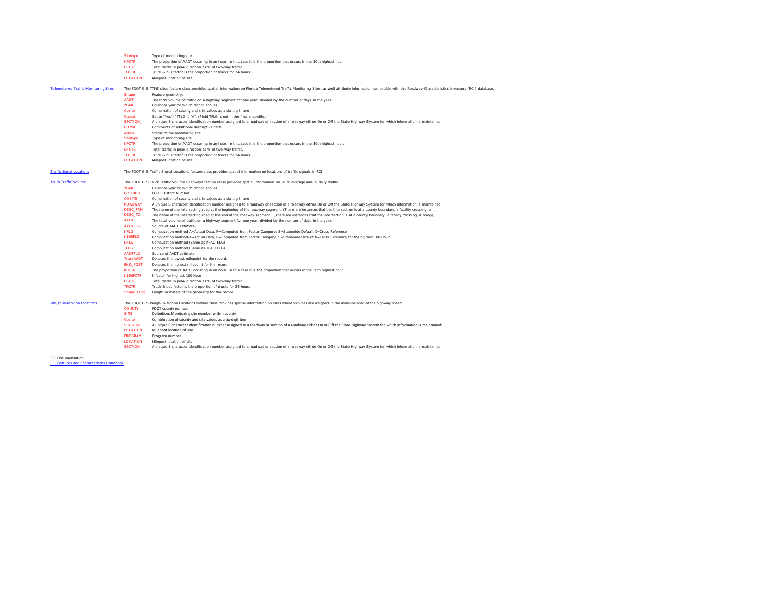| | | |
|---|---|---|
| | Sitetype | Type of monitoring site |
| | KFCTR | The proportion of AADT occuring in an hour. In this case it is the proportion that occurs in the 30th highest hour |
| | DFCTR | Total traffic in peak direction as % of two-way traffic. |
| | TFCTR | Truck & bus factor is the proportion of trucks for 24 hours |
| | LOCATION | Milepost location of site. |
| Telemetered Traffic Monitoring Sites | | The FDOT GIS TTMS sites feature class provides spatial information on Florida Telemetered Traffic Monitoring Sites, as well attribute information compatible with the Roadway Characteristics Inventory (RCI) database. |
| | Shape | Feature geometry. |
| | AADT | The total volume of traffic on a highway segment for one year, divided by the number of days in the year. |
| | YEAR_ | Calendar year for which record applies. |
| | Cosite | Combination of county and site values as a six-digit item |
| | Classd | Set to "Yes" if TFLG is "A". (Field TFLG is not in the final shapefile.) |
| | SECTION_ | A unique 8-character identification number assigned to a roadway or section of a roadway either On or Off the State Highway System for which information is maintained |
| | COMM | Comments or additional descriptive data. |
| | Active | Status of the monitoring site. |
| | Sitetype | Type of monitoring site. |
| | KFCTR | The proportion of AADT occuring in an hour. In this case it is the proportion that occurs in the 30th highest hour. |
| | DFCTR | Total traffic in peak direction as % of two-way traffic. |
| | TFCTR | Truck & bus factor is the proportion of trucks for 24 hours |
| | LOCATION | Milepost location of site. |
| Traffic Signal Locations | | The FDOT GIS Traffic Signal Locations feature class provides spatial information on locations of traffic signals in RCI. |
| Truck Traffic Volume | | The FDOT GIS Truck Traffic Volume Roadways feature class provides spatial information on Truck average annual daily traffic. |
| | YEAR_ | Calendar year for which record applies |
| | DISTRICT | FDOT District Number |
| | COSITE | Combination of county and site values as a six-digit item |
| | ROADWAY | A unique 8-character identification number assigned to a roadway or section of a roadway either On or Off the State Highway System for which information is maintained |
| | DESC_FRM | The name of the intersecting road at the beginning of the roadway segment. (There are instances that the intersection is at a county boundary, a facility crossing, a |
| | DESC_TO | The name of the intersecting road at the end of the roadway segment. (There are instances that the intersection is at a county boundary, a facility crossing, a bridge, |
| | AADT | The total volume of traffic on a highway segment for one year, divided by the number of days in the year. |
| | AADTFLG | Source of AADT estimate- |
| | KFLG | Computation method-A=Actual Data, F=Computed from Factor Category, S=Statewide Default X=Cross Reference |
| | K100FLG | Computation method-A=Actual Data, F=Computed from Factor Category, S=Statewide Default X=Cross Reference for the highest 100 Hour |
| | DFLG | Computation method (Same as KFACTFLG) |
| | TFLG | Computation method (Same as TFACTFLG) |
| | AADTFLG | Source of AADT estimate |
| | TruckAADT | Denotes the lowest milepoint for the record. |
| | END_POST | Denotes the highest milepoint for the record. |
| | KFCTR | The proportion of AADT occuring in an hour. In this case it is the proportion that occurs in the 30th highest hour. |
| | K100FCTR | K factor for highest 100 Hour |
| | DFCTR | Total traffic in peak direction as % of two-way traffic. |
| | TFCTR | Truck & bus factor is the proportion of trucks for 24 hours |
| | Shape_Leng | Length in meters of the geometry for the record |
| Weigh-in-Motion Locations | | The FDOT GIS Weigh-in-Motion Locations feature class provides spatial information on sites where vehicles are weighed in the mainline road at the highway speed. |
| | COUNTY | FDOT county number |
| | SITE | Definition: Monitoring site number within county |
| | Cosite | Combination of county and site values as a six-digit item. |
| | SECTION | A unique 8-character identification number assigned to a roadway or section of a roadway either On or Off the State Highway System for which information is maintained |
| | LOCATION | Milepost location of site |
| | PROGRAM | Program number |
| | LOCATION | Milepost location of site |
| | SECTION | A unique 8-character identification number assigned to a roadway or section of a roadway either On or Off the State Highway System for which information is maintained |

RCI Documentation

RCI Features and Characteristics Handbook